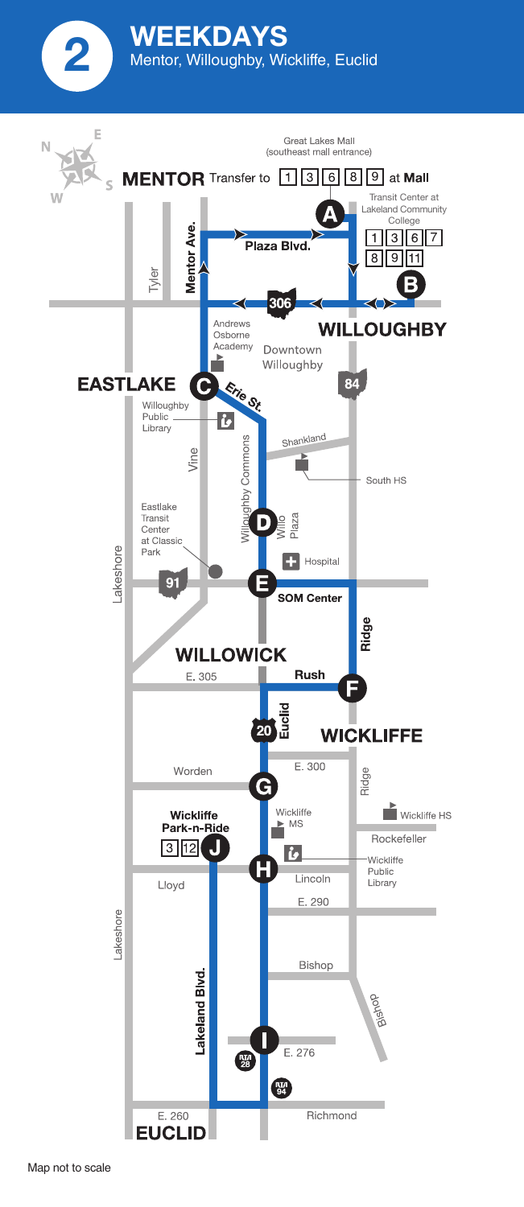# 2 WEEKDAYS

Mentor, Willoughby, Wickliffe, Euclid

Great Lakes Mall (southeast mall entrance)

**MENTOR** Transfer to 1 3 6 8 9 at **Mall**

A — Transit Center at Lakeland Community College 1 3 6 7 8 9 11

B

Tyler

Mentor Ave.

Plaza Blvd.

306

**WILLOUGHBY**

Andrews Osborne Academy

Downtown Willoughby

84

**EASTLAKE**

C — Erie St.

Willoughby Public Library

Vine

Willoughby Commons

Shankland

South HS

Eastlake Transit Center at Classic Park

D — Willo Plaza

Lakeshore

Hospital

91

E — SOM Center

Ridge

**WILLOWICK**

E. 305

Rush

F

20 Euclid

**WICKLIFFE**

E. 300

Worden

G

Ridge

Wickliffe MS

Wickliffe HS

Wickliffe Park-n-Ride 3 12

J

Rockefeller

H

Lincoln

Wickliffe Public Library

Lloyd

E. 290

Lakeshore

Bishop

Lakeland Blvd.

Bishop

I

RTA 28

E. 276

RTA 94

E. 260

Richmond

**EUCLID**

Map not to scale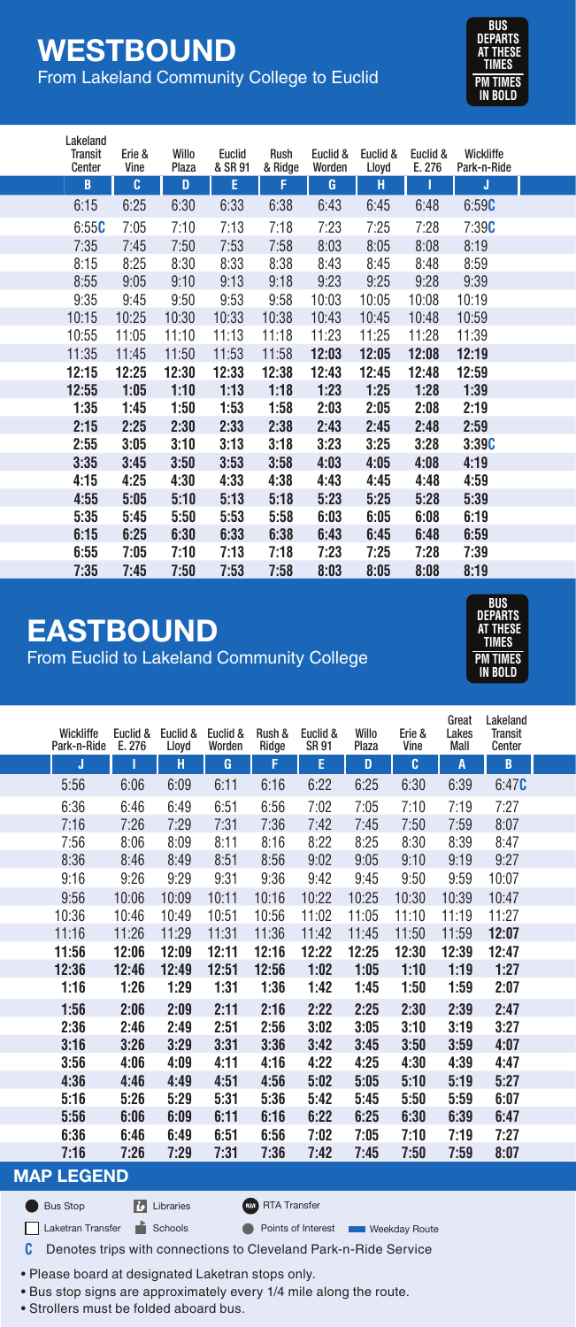# WESTBOUND

From Lakeland Community College to Euclid

BUS DEPARTS AT THESE TIMES

PM TIMES IN BOLD

| Lakeland Transit Center | Erie & Vine | Willo Plaza | Euclid & SR 91 | Rush & Ridge | Euclid & Worden | Euclid & Lloyd | Euclid & E. 276 | Wickliffe Park-n-Ride |
|---|---|---|---|---|---|---|---|---|
| B | C | D | E | F | G | H | I | J |
| 6:15 | 6:25 | 6:30 | 6:33 | 6:38 | 6:43 | 6:45 | 6:48 | 6:59C |
| 6:55C | 7:05 | 7:10 | 7:13 | 7:18 | 7:23 | 7:25 | 7:28 | 7:39C |
| 7:35 | 7:45 | 7:50 | 7:53 | 7:58 | 8:03 | 8:05 | 8:08 | 8:19 |
| 8:15 | 8:25 | 8:30 | 8:33 | 8:38 | 8:43 | 8:45 | 8:48 | 8:59 |
| 8:55 | 9:05 | 9:10 | 9:13 | 9:18 | 9:23 | 9:25 | 9:28 | 9:39 |
| 9:35 | 9:45 | 9:50 | 9:53 | 9:58 | 10:03 | 10:05 | 10:08 | 10:19 |
| 10:15 | 10:25 | 10:30 | 10:33 | 10:38 | 10:43 | 10:45 | 10:48 | 10:59 |
| 10:55 | 11:05 | 11:10 | 11:13 | 11:18 | 11:23 | 11:25 | 11:28 | 11:39 |
| 11:35 | 11:45 | 11:50 | 11:53 | 11:58 | **12:03** | **12:05** | **12:08** | **12:19** |
| **12:15** | **12:25** | **12:30** | **12:33** | **12:38** | **12:43** | **12:45** | **12:48** | **12:59** |
| **12:55** | **1:05** | **1:10** | **1:13** | **1:18** | **1:23** | **1:25** | **1:28** | **1:39** |
| **1:35** | **1:45** | **1:50** | **1:53** | **1:58** | **2:03** | **2:05** | **2:08** | **2:19** |
| **2:15** | **2:25** | **2:30** | **2:33** | **2:38** | **2:43** | **2:45** | **2:48** | **2:59** |
| **2:55** | **3:05** | **3:10** | **3:13** | **3:18** | **3:23** | **3:25** | **3:28** | **3:39C** |
| **3:35** | **3:45** | **3:50** | **3:53** | **3:58** | **4:03** | **4:05** | **4:08** | **4:19** |
| **4:15** | **4:25** | **4:30** | **4:33** | **4:38** | **4:43** | **4:45** | **4:48** | **4:59** |
| **4:55** | **5:05** | **5:10** | **5:13** | **5:18** | **5:23** | **5:25** | **5:28** | **5:39** |
| **5:35** | **5:45** | **5:50** | **5:53** | **5:58** | **6:03** | **6:05** | **6:08** | **6:19** |
| **6:15** | **6:25** | **6:30** | **6:33** | **6:38** | **6:43** | **6:45** | **6:48** | **6:59** |
| **6:55** | **7:05** | **7:10** | **7:13** | **7:18** | **7:23** | **7:25** | **7:28** | **7:39** |
| **7:35** | **7:45** | **7:50** | **7:53** | **7:58** | **8:03** | **8:05** | **8:08** | **8:19** |

# EASTBOUND

From Euclid to Lakeland Community College

BUS DEPARTS AT THESE TIMES

PM TIMES IN BOLD

| Wickliffe Park-n-Ride | Euclid & E. 276 | Euclid & Lloyd | Euclid & Worden | Rush & Ridge | Euclid & SR 91 | Willo Plaza | Erie & Vine | Great Lakes Mall | Lakeland Transit Center |
|---|---|---|---|---|---|---|---|---|---|
| J | I | H | G | F | E | D | C | A | B |
| 5:56 | 6:06 | 6:09 | 6:11 | 6:16 | 6:22 | 6:25 | 6:30 | 6:39 | 6:47C |
| 6:36 | 6:46 | 6:49 | 6:51 | 6:56 | 7:02 | 7:05 | 7:10 | 7:19 | 7:27 |
| 7:16 | 7:26 | 7:29 | 7:31 | 7:36 | 7:42 | 7:45 | 7:50 | 7:59 | 8:07 |
| 7:56 | 8:06 | 8:09 | 8:11 | 8:16 | 8:22 | 8:25 | 8:30 | 8:39 | 8:47 |
| 8:36 | 8:46 | 8:49 | 8:51 | 8:56 | 9:02 | 9:05 | 9:10 | 9:19 | 9:27 |
| 9:16 | 9:26 | 9:29 | 9:31 | 9:36 | 9:42 | 9:45 | 9:50 | 9:59 | 10:07 |
| 9:56 | 10:06 | 10:09 | 10:11 | 10:16 | 10:22 | 10:25 | 10:30 | 10:39 | 10:47 |
| 10:36 | 10:46 | 10:49 | 10:51 | 10:56 | 11:02 | 11:05 | 11:10 | 11:19 | 11:27 |
| 11:16 | 11:26 | 11:29 | 11:31 | 11:36 | 11:42 | 11:45 | 11:50 | 11:59 | **12:07** |
| **11:56** | **12:06** | **12:09** | **12:11** | **12:16** | **12:22** | **12:25** | **12:30** | **12:39** | **12:47** |
| **12:36** | **12:46** | **12:49** | **12:51** | **12:56** | **1:02** | **1:05** | **1:10** | **1:19** | **1:27** |
| **1:16** | **1:26** | **1:29** | **1:31** | **1:36** | **1:42** | **1:45** | **1:50** | **1:59** | **2:07** |
| **1:56** | **2:06** | **2:09** | **2:11** | **2:16** | **2:22** | **2:25** | **2:30** | **2:39** | **2:47** |
| **2:36** | **2:46** | **2:49** | **2:51** | **2:56** | **3:02** | **3:05** | **3:10** | **3:19** | **3:27** |
| **3:16** | **3:26** | **3:29** | **3:31** | **3:36** | **3:42** | **3:45** | **3:50** | **3:59** | **4:07** |
| **3:56** | **4:06** | **4:09** | **4:11** | **4:16** | **4:22** | **4:25** | **4:30** | **4:39** | **4:47** |
| **4:36** | **4:46** | **4:49** | **4:51** | **4:56** | **5:02** | **5:05** | **5:10** | **5:19** | **5:27** |
| **5:16** | **5:26** | **5:29** | **5:31** | **5:36** | **5:42** | **5:45** | **5:50** | **5:59** | **6:07** |
| **5:56** | **6:06** | **6:09** | **6:11** | **6:16** | **6:22** | **6:25** | **6:30** | **6:39** | **6:47** |
| **6:36** | **6:46** | **6:49** | **6:51** | **6:56** | **7:02** | **7:05** | **7:10** | **7:19** | **7:27** |
| **7:16** | **7:26** | **7:29** | **7:31** | **7:36** | **7:42** | **7:45** | **7:50** | **7:59** | **8:07** |

## MAP LEGEND

- Bus Stop
- Libraries
- RTA Transfer
- Laketran Transfer
- Schools
- Points of Interest
- Weekday Route

**C** Denotes trips with connections to Cleveland Park-n-Ride Service

- Please board at designated Laketran stops only.
- Bus stop signs are approximately every 1/4 mile along the route.
- Strollers must be folded aboard bus.